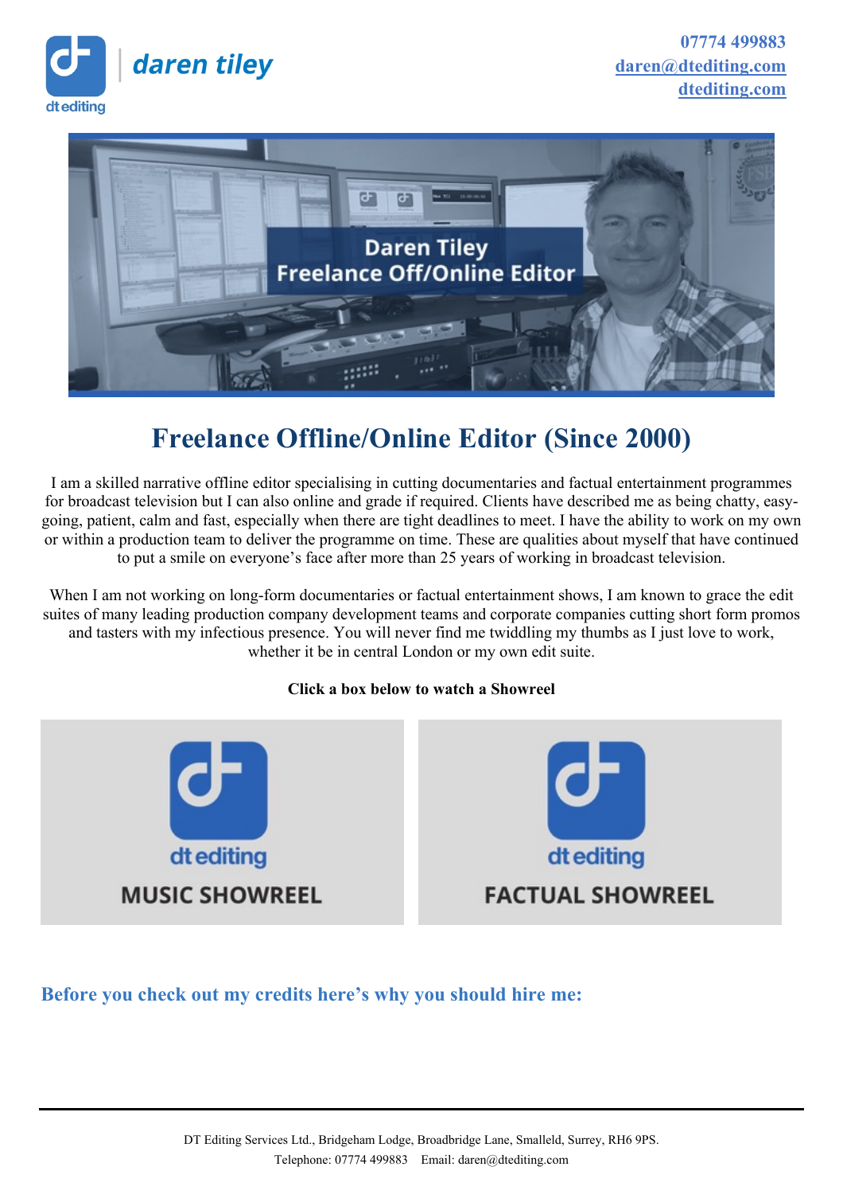daren tiley

dt editing

07774 499883
[daren@dtediting.com](mailto:daren@dtediting.com)
[dtediting.com](dtediting.com)

Daren Tiley
Freelance Off/Online Editor

# Freelance Offline/Online Editor (Since 2000)

I am a skilled narrative offline editor specialising in cutting documentaries and factual entertainment programmes for broadcast television but I can also online and grade if required. Clients have described me as being chatty, easy-going, patient, calm and fast, especially when there are tight deadlines to meet. I have the ability to work on my own or within a production team to deliver the programme on time. These are qualities about myself that have continued to put a smile on everyone's face after more than 25 years of working in broadcast television.

When I am not working on long-form documentaries or factual entertainment shows, I am known to grace the edit suites of many leading production company development teams and corporate companies cutting short form promos and tasters with my infectious presence. You will never find me twiddling my thumbs as I just love to work, whether it be in central London or my own edit suite.

**Click a box below to watch a Showreel**

| dt editing MUSIC SHOWREEL | dt editing FACTUAL SHOWREEL |
|---|---|

## Before you check out my credits here's why you should hire me:

DT Editing Services Ltd., Bridgeham Lodge, Broadbridge Lane, Smalleld, Surrey, RH6 9PS.
Telephone: 07774 499883 Email: daren@dtediting.com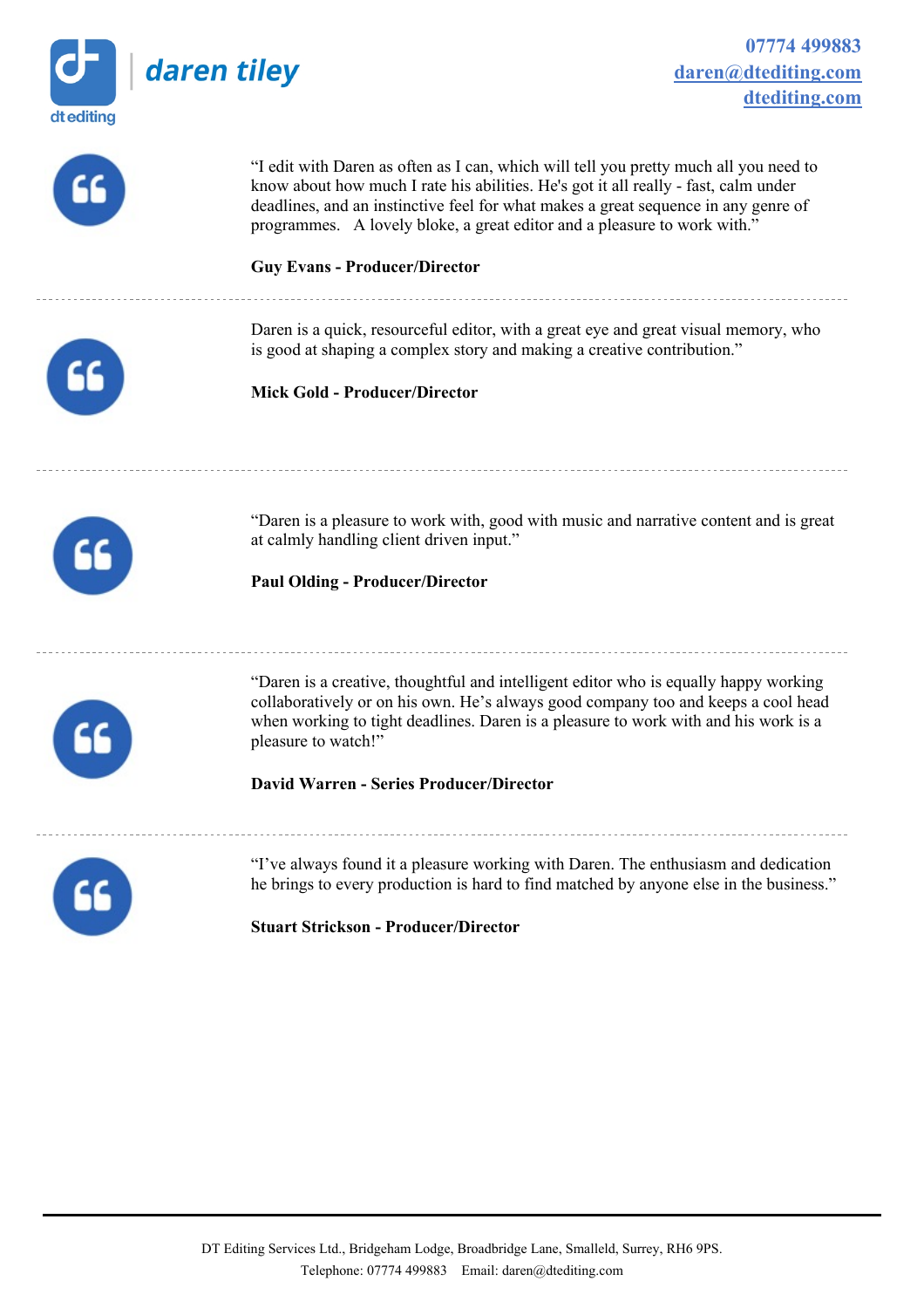# daren tiley

dt editing

07774 499883
daren@dtediting.com
dtediting.com

"I edit with Daren as often as I can, which will tell you pretty much all you need to know about how much I rate his abilities. He's got it all really - fast, calm under deadlines, and an instinctive feel for what makes a great sequence in any genre of programmes. A lovely bloke, a great editor and a pleasure to work with."

**Guy Evans - Producer/Director**

---

Daren is a quick, resourceful editor, with a great eye and great visual memory, who is good at shaping a complex story and making a creative contribution."

**Mick Gold - Producer/Director**

---

"Daren is a pleasure to work with, good with music and narrative content and is great at calmly handling client driven input."

**Paul Olding - Producer/Director**

---

"Daren is a creative, thoughtful and intelligent editor who is equally happy working collaboratively or on his own. He's always good company too and keeps a cool head when working to tight deadlines. Daren is a pleasure to work with and his work is a pleasure to watch!"

**David Warren - Series Producer/Director**

---

"I've always found it a pleasure working with Daren. The enthusiasm and dedication he brings to every production is hard to find matched by anyone else in the business."

**Stuart Strickson - Producer/Director**

---

DT Editing Services Ltd., Bridgeham Lodge, Broadbridge Lane, Smalleld, Surrey, RH6 9PS.
Telephone: 07774 499883 Email: daren@dtediting.com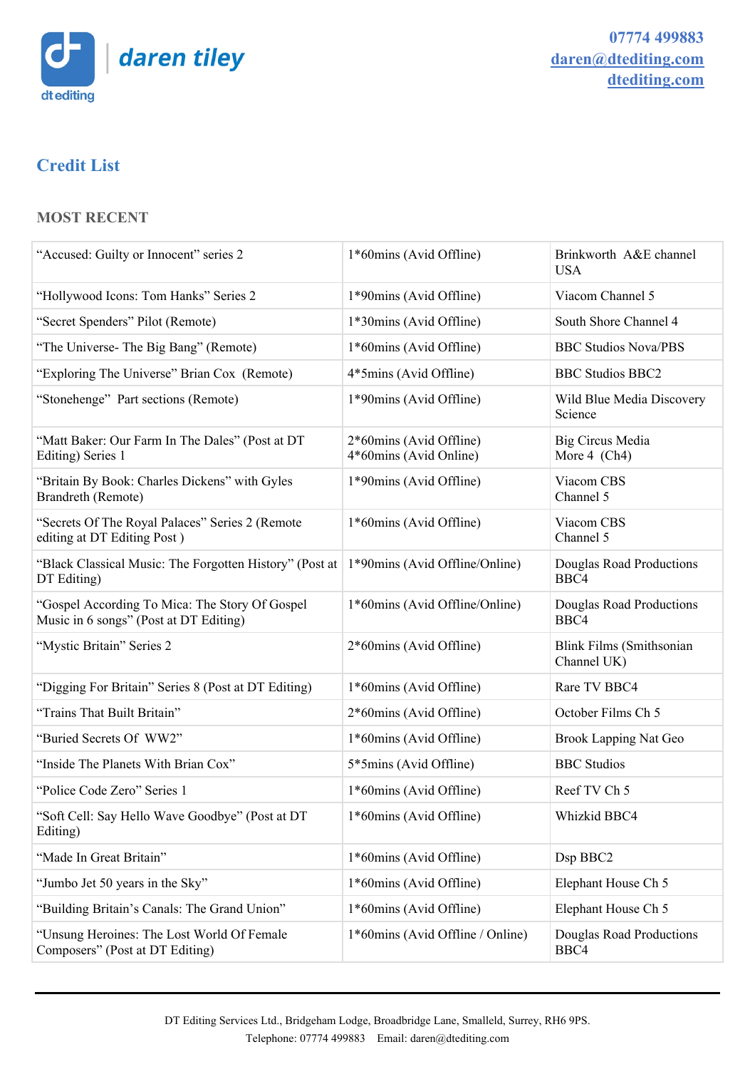daren tiley

dt editing

07774 499883
daren@dtediting.com
dtediting.com

## Credit List

### MOST RECENT

| | | |
|---|---|---|
| “Accused: Guilty or Innocent” series 2 | 1*60mins (Avid Offline) | Brinkworth A&E channel USA |
| “Hollywood Icons: Tom Hanks” Series 2 | 1*90mins (Avid Offline) | Viacom Channel 5 |
| “Secret Spenders” Pilot (Remote) | 1*30mins (Avid Offline) | South Shore Channel 4 |
| “The Universe- The Big Bang” (Remote) | 1*60mins (Avid Offline) | BBC Studios Nova/PBS |
| “Exploring The Universe” Brian Cox (Remote) | 4*5mins (Avid Offline) | BBC Studios BBC2 |
| “Stonehenge” Part sections (Remote) | 1*90mins (Avid Offline) | Wild Blue Media Discovery Science |
| “Matt Baker: Our Farm In The Dales” (Post at DT Editing) Series 1 | 2*60mins (Avid Offline) 4*60mins (Avid Online) | Big Circus Media More 4 (Ch4) |
| “Britain By Book: Charles Dickens” with Gyles Brandreth (Remote) | 1*90mins (Avid Offline) | Viacom CBS Channel 5 |
| “Secrets Of The Royal Palaces” Series 2 (Remote editing at DT Editing Post ) | 1*60mins (Avid Offline) | Viacom CBS Channel 5 |
| “Black Classical Music: The Forgotten History” (Post at DT Editing) | 1*90mins (Avid Offline/Online) | Douglas Road Productions BBC4 |
| “Gospel According To Mica: The Story Of Gospel Music in 6 songs” (Post at DT Editing) | 1*60mins (Avid Offline/Online) | Douglas Road Productions BBC4 |
| “Mystic Britain” Series 2 | 2*60mins (Avid Offline) | Blink Films (Smithsonian Channel UK) |
| “Digging For Britain” Series 8 (Post at DT Editing) | 1*60mins (Avid Offline) | Rare TV BBC4 |
| “Trains That Built Britain” | 2*60mins (Avid Offline) | October Films Ch 5 |
| “Buried Secrets Of WW2” | 1*60mins (Avid Offline) | Brook Lapping Nat Geo |
| “Inside The Planets With Brian Cox” | 5*5mins (Avid Offline) | BBC Studios |
| “Police Code Zero” Series 1 | 1*60mins (Avid Offline) | Reef TV Ch 5 |
| “Soft Cell: Say Hello Wave Goodbye” (Post at DT Editing) | 1*60mins (Avid Offline) | Whizkid BBC4 |
| “Made In Great Britain” | 1*60mins (Avid Offline) | Dsp BBC2 |
| “Jumbo Jet 50 years in the Sky” | 1*60mins (Avid Offline) | Elephant House Ch 5 |
| “Building Britain’s Canals: The Grand Union” | 1*60mins (Avid Offline) | Elephant House Ch 5 |
| “Unsung Heroines: The Lost World Of Female Composers” (Post at DT Editing) | 1*60mins (Avid Offline / Online) | Douglas Road Productions BBC4 |

DT Editing Services Ltd., Bridgeham Lodge, Broadbridge Lane, Smalleld, Surrey, RH6 9PS.
Telephone: 07774 499883 Email: daren@dtediting.com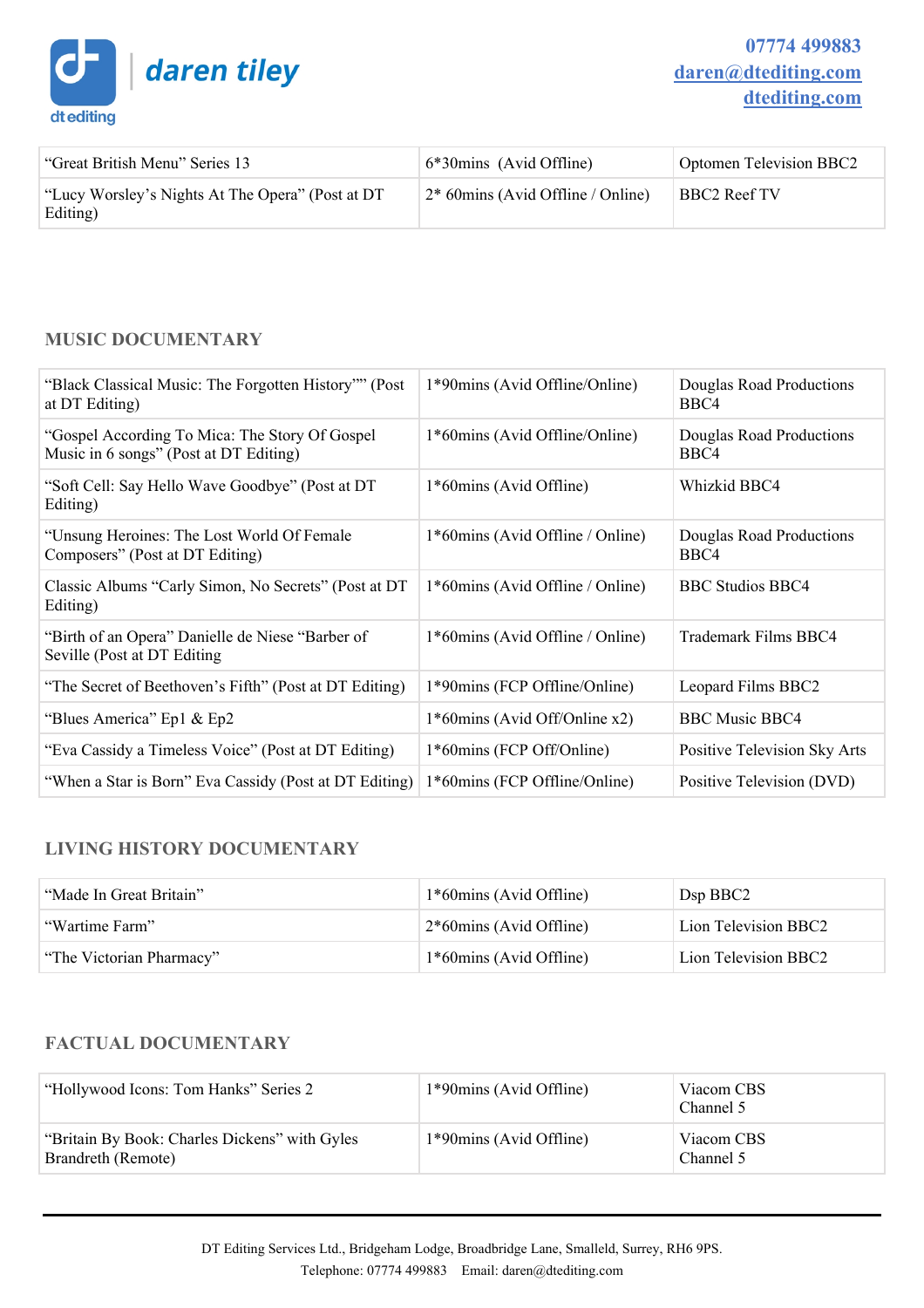| “Great British Menu” Series 13 | 6*30mins (Avid Offline) | Optomen Television BBC2 |
|---|---|---|
| “Lucy Worsley’s Nights At The Opera” (Post at DT Editing) | 2* 60mins (Avid Offline / Online) | BBC2 Reef TV |

### MUSIC DOCUMENTARY

| “Black Classical Music: The Forgotten History”” (Post at DT Editing) | 1*90mins (Avid Offline/Online) | Douglas Road Productions BBC4 |
|---|---|---|
| “Gospel According To Mica: The Story Of Gospel Music in 6 songs” (Post at DT Editing) | 1*60mins (Avid Offline/Online) | Douglas Road Productions BBC4 |
| “Soft Cell: Say Hello Wave Goodbye” (Post at DT Editing) | 1*60mins (Avid Offline) | Whizkid BBC4 |
| “Unsung Heroines: The Lost World Of Female Composers” (Post at DT Editing) | 1*60mins (Avid Offline / Online) | Douglas Road Productions BBC4 |
| Classic Albums “Carly Simon, No Secrets” (Post at DT Editing) | 1*60mins (Avid Offline / Online) | BBC Studios BBC4 |
| “Birth of an Opera” Danielle de Niese “Barber of Seville (Post at DT Editing | 1*60mins (Avid Offline / Online) | Trademark Films BBC4 |
| “The Secret of Beethoven’s Fifth” (Post at DT Editing) | 1*90mins (FCP Offline/Online) | Leopard Films BBC2 |
| “Blues America” Ep1 & Ep2 | 1*60mins (Avid Off/Online x2) | BBC Music BBC4 |
| “Eva Cassidy a Timeless Voice” (Post at DT Editing) | 1*60mins (FCP Off/Online) | Positive Television Sky Arts |
| “When a Star is Born” Eva Cassidy (Post at DT Editing) | 1*60mins (FCP Offline/Online) | Positive Television (DVD) |

### LIVING HISTORY DOCUMENTARY

| “Made In Great Britain” | 1*60mins (Avid Offline) | Dsp BBC2 |
|---|---|---|
| “Wartime Farm” | 2*60mins (Avid Offline) | Lion Television BBC2 |
| “The Victorian Pharmacy” | 1*60mins (Avid Offline) | Lion Television BBC2 |

### FACTUAL DOCUMENTARY

| “Hollywood Icons: Tom Hanks” Series 2 | 1*90mins (Avid Offline) | Viacom CBS Channel 5 |
|---|---|---|
| “Britain By Book: Charles Dickens” with Gyles Brandreth (Remote) | 1*90mins (Avid Offline) | Viacom CBS Channel 5 |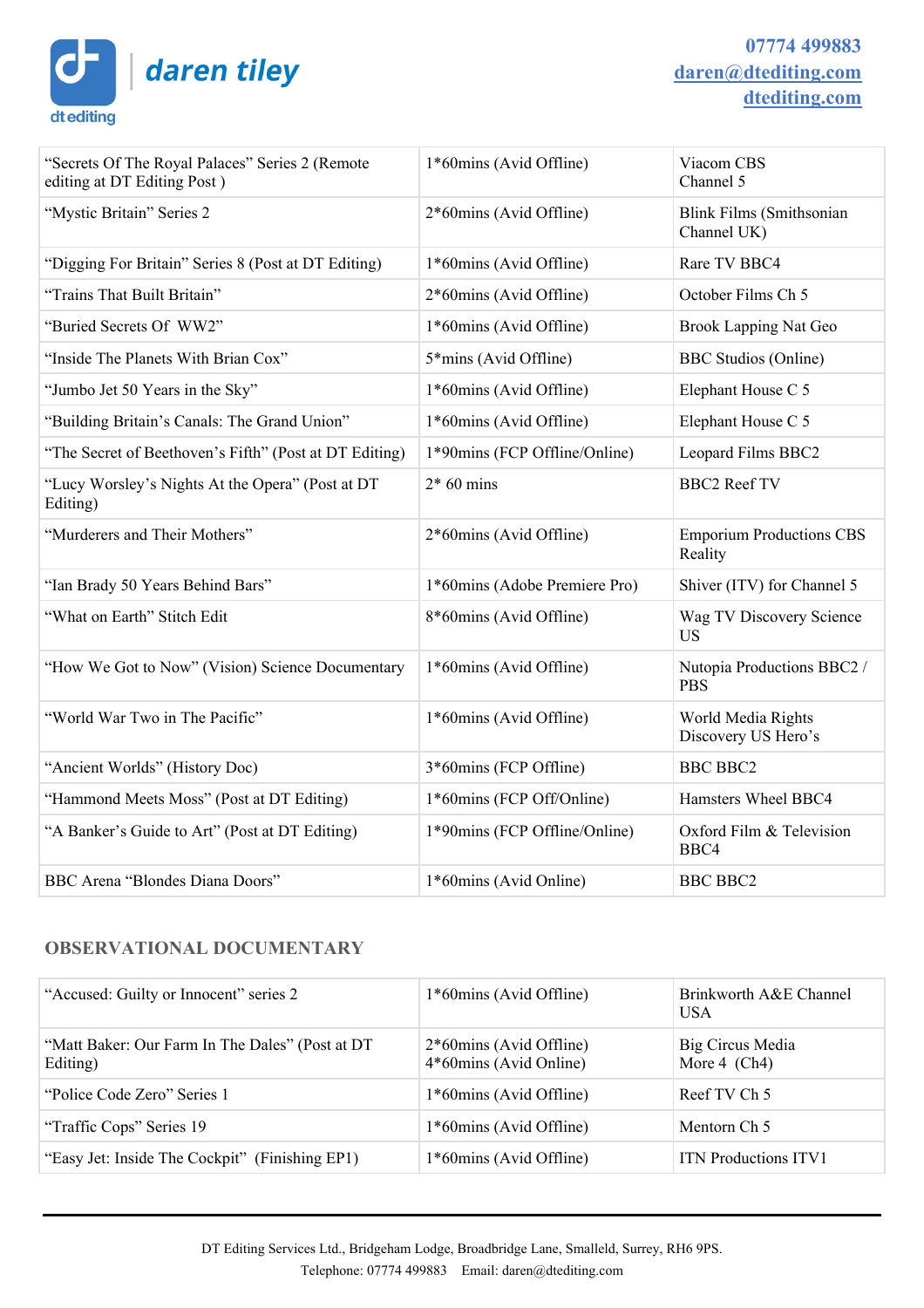| “Secrets Of The Royal Palaces” Series 2 (Remote editing at DT Editing Post ) | 1*60mins (Avid Offline) | Viacom CBS Channel 5 |
|---|---|---|
| “Mystic Britain” Series 2 | 2*60mins (Avid Offline) | Blink Films (Smithsonian Channel UK) |
| “Digging For Britain” Series 8 (Post at DT Editing) | 1*60mins (Avid Offline) | Rare TV BBC4 |
| “Trains That Built Britain” | 2*60mins (Avid Offline) | October Films Ch 5 |
| “Buried Secrets Of WW2” | 1*60mins (Avid Offline) | Brook Lapping Nat Geo |
| “Inside The Planets With Brian Cox” | 5*mins (Avid Offline) | BBC Studios (Online) |
| “Jumbo Jet 50 Years in the Sky” | 1*60mins (Avid Offline) | Elephant House C 5 |
| “Building Britain’s Canals: The Grand Union” | 1*60mins (Avid Offline) | Elephant House C 5 |
| “The Secret of Beethoven’s Fifth” (Post at DT Editing) | 1*90mins (FCP Offline/Online) | Leopard Films BBC2 |
| “Lucy Worsley’s Nights At the Opera” (Post at DT Editing) | 2* 60 mins | BBC2 Reef TV |
| “Murderers and Their Mothers” | 2*60mins (Avid Offline) | Emporium Productions CBS Reality |
| “Ian Brady 50 Years Behind Bars” | 1*60mins (Adobe Premiere Pro) | Shiver (ITV) for Channel 5 |
| “What on Earth” Stitch Edit | 8*60mins (Avid Offline) | Wag TV Discovery Science US |
| “How We Got to Now” (Vision) Science Documentary | 1*60mins (Avid Offline) | Nutopia Productions BBC2 / PBS |
| “World War Two in The Pacific” | 1*60mins (Avid Offline) | World Media Rights Discovery US Hero’s |
| “Ancient Worlds” (History Doc) | 3*60mins (FCP Offline) | BBC BBC2 |
| “Hammond Meets Moss” (Post at DT Editing) | 1*60mins (FCP Off/Online) | Hamsters Wheel BBC4 |
| “A Banker’s Guide to Art” (Post at DT Editing) | 1*90mins (FCP Offline/Online) | Oxford Film & Television BBC4 |
| BBC Arena “Blondes Diana Doors” | 1*60mins (Avid Online) | BBC BBC2 |

## OBSERVATIONAL DOCUMENTARY

| “Accused: Guilty or Innocent” series 2 | 1*60mins (Avid Offline) | Brinkworth A&E Channel USA |
|---|---|---|
| “Matt Baker: Our Farm In The Dales” (Post at DT Editing) | 2*60mins (Avid Offline) 4*60mins (Avid Online) | Big Circus Media More 4 (Ch4) |
| “Police Code Zero” Series 1 | 1*60mins (Avid Offline) | Reef TV Ch 5 |
| “Traffic Cops” Series 19 | 1*60mins (Avid Offline) | Mentorn Ch 5 |
| “Easy Jet: Inside The Cockpit” (Finishing EP1) | 1*60mins (Avid Offline) | ITN Productions ITV1 |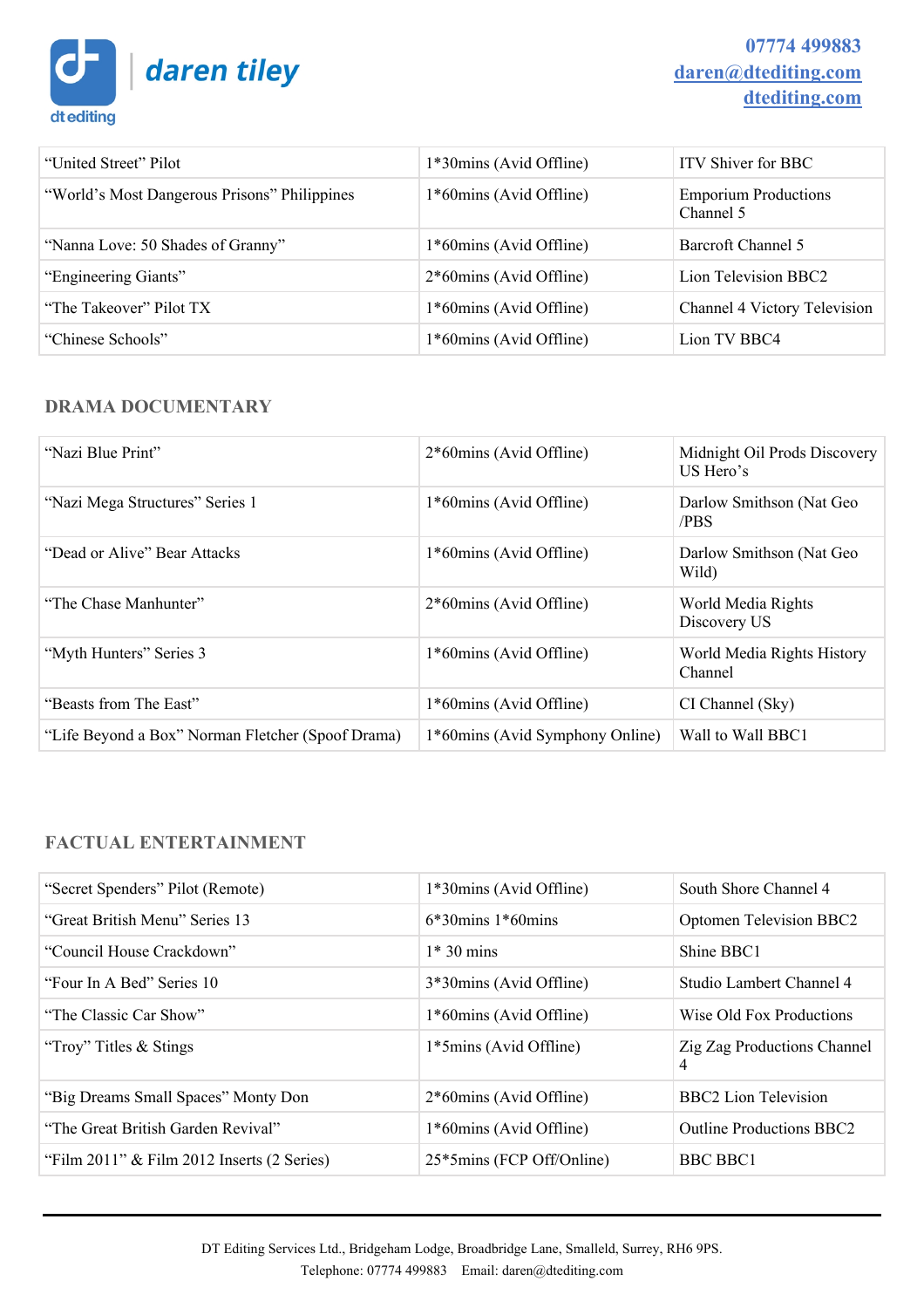| "United Street" Pilot | 1*30mins (Avid Offline) | ITV Shiver for BBC |
|---|---|---|
| "World's Most Dangerous Prisons" Philippines | 1*60mins (Avid Offline) | Emporium Productions Channel 5 |
| "Nanna Love: 50 Shades of Granny" | 1*60mins (Avid Offline) | Barcroft Channel 5 |
| "Engineering Giants" | 2*60mins (Avid Offline) | Lion Television BBC2 |
| "The Takeover" Pilot TX | 1*60mins (Avid Offline) | Channel 4 Victory Television |
| "Chinese Schools" | 1*60mins (Avid Offline) | Lion TV BBC4 |

## DRAMA DOCUMENTARY

| "Nazi Blue Print" | 2*60mins (Avid Offline) | Midnight Oil Prods Discovery US Hero's |
|---|---|---|
| "Nazi Mega Structures" Series 1 | 1*60mins (Avid Offline) | Darlow Smithson (Nat Geo /PBS |
| "Dead or Alive" Bear Attacks | 1*60mins (Avid Offline) | Darlow Smithson (Nat Geo Wild) |
| "The Chase Manhunter" | 2*60mins (Avid Offline) | World Media Rights Discovery US |
| "Myth Hunters" Series 3 | 1*60mins (Avid Offline) | World Media Rights History Channel |
| "Beasts from The East" | 1*60mins (Avid Offline) | CI Channel (Sky) |
| "Life Beyond a Box" Norman Fletcher (Spoof Drama) | 1*60mins (Avid Symphony Online) | Wall to Wall BBC1 |

## FACTUAL ENTERTAINMENT

| "Secret Spenders" Pilot (Remote) | 1*30mins (Avid Offline) | South Shore Channel 4 |
|---|---|---|
| "Great British Menu" Series 13 | 6*30mins 1*60mins | Optomen Television BBC2 |
| "Council House Crackdown" | 1* 30 mins | Shine BBC1 |
| "Four In A Bed" Series 10 | 3*30mins (Avid Offline) | Studio Lambert Channel 4 |
| "The Classic Car Show" | 1*60mins (Avid Offline) | Wise Old Fox Productions |
| "Troy" Titles & Stings | 1*5mins (Avid Offline) | Zig Zag Productions Channel 4 |
| "Big Dreams Small Spaces" Monty Don | 2*60mins (Avid Offline) | BBC2 Lion Television |
| "The Great British Garden Revival" | 1*60mins (Avid Offline) | Outline Productions BBC2 |
| "Film 2011" & Film 2012 Inserts (2 Series) | 25*5mins (FCP Off/Online) | BBC BBC1 |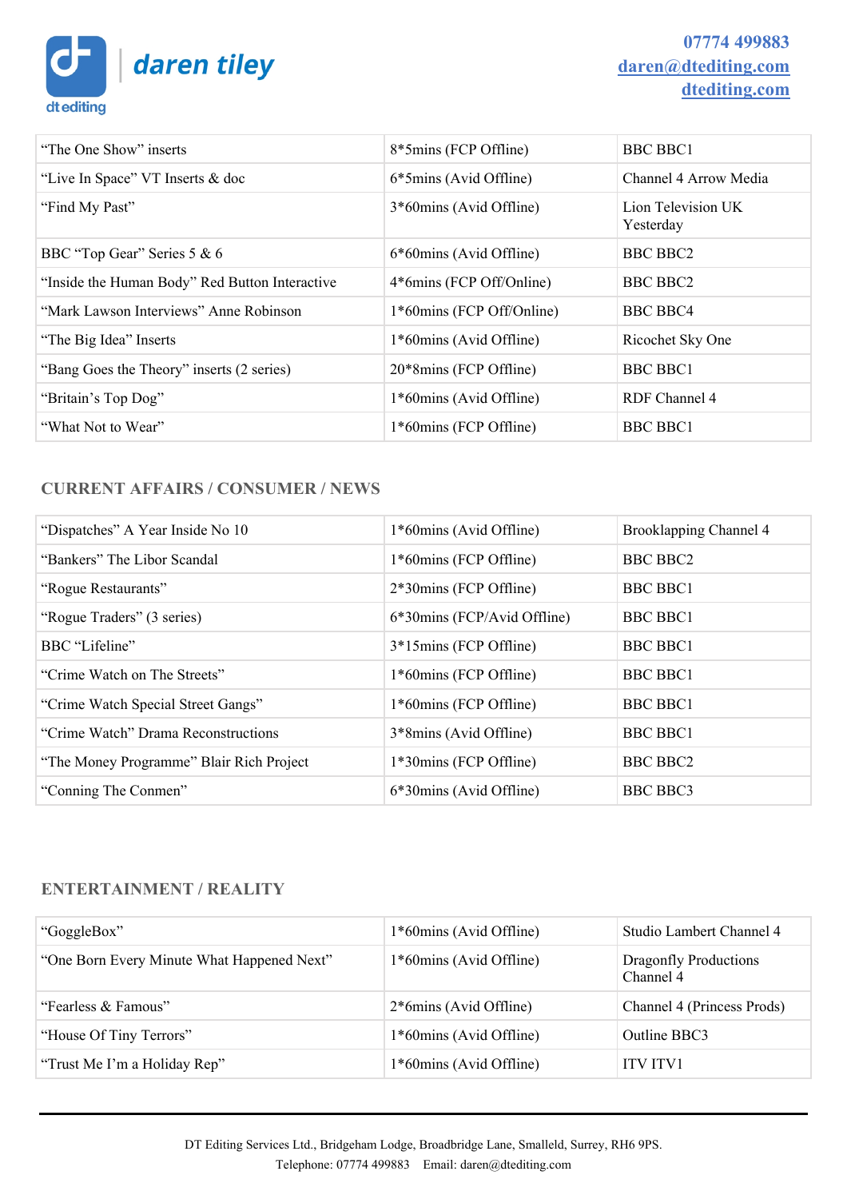| “The One Show” inserts | 8*5mins (FCP Offline) | BBC BBC1 |
|---|---|---|
| “Live In Space” VT Inserts & doc | 6*5mins (Avid Offline) | Channel 4 Arrow Media |
| “Find My Past” | 3*60mins (Avid Offline) | Lion Television UK Yesterday |
| BBC “Top Gear” Series 5 & 6 | 6*60mins (Avid Offline) | BBC BBC2 |
| “Inside the Human Body” Red Button Interactive | 4*6mins (FCP Off/Online) | BBC BBC2 |
| “Mark Lawson Interviews” Anne Robinson | 1*60mins (FCP Off/Online) | BBC BBC4 |
| “The Big Idea” Inserts | 1*60mins (Avid Offline) | Ricochet Sky One |
| “Bang Goes the Theory” inserts (2 series) | 20*8mins (FCP Offline) | BBC BBC1 |
| “Britain’s Top Dog” | 1*60mins (Avid Offline) | RDF Channel 4 |
| “What Not to Wear” | 1*60mins (FCP Offline) | BBC BBC1 |

## CURRENT AFFAIRS / CONSUMER / NEWS

| “Dispatches” A Year Inside No 10 | 1*60mins (Avid Offline) | Brooklapping Channel 4 |
|---|---|---|
| “Bankers” The Libor Scandal | 1*60mins (FCP Offline) | BBC BBC2 |
| “Rogue Restaurants” | 2*30mins (FCP Offline) | BBC BBC1 |
| “Rogue Traders” (3 series) | 6*30mins (FCP/Avid Offline) | BBC BBC1 |
| BBC “Lifeline” | 3*15mins (FCP Offline) | BBC BBC1 |
| “Crime Watch on The Streets” | 1*60mins (FCP Offline) | BBC BBC1 |
| “Crime Watch Special Street Gangs” | 1*60mins (FCP Offline) | BBC BBC1 |
| “Crime Watch” Drama Reconstructions | 3*8mins (Avid Offline) | BBC BBC1 |
| “The Money Programme” Blair Rich Project | 1*30mins (FCP Offline) | BBC BBC2 |
| “Conning The Conmen” | 6*30mins (Avid Offline) | BBC BBC3 |

## ENTERTAINMENT / REALITY

| “GoggleBox” | 1*60mins (Avid Offline) | Studio Lambert Channel 4 |
|---|---|---|
| “One Born Every Minute What Happened Next” | 1*60mins (Avid Offline) | Dragonfly Productions Channel 4 |
| “Fearless & Famous” | 2*6mins (Avid Offline) | Channel 4 (Princess Prods) |
| “House Of Tiny Terrors” | 1*60mins (Avid Offline) | Outline BBC3 |
| “Trust Me I’m a Holiday Rep” | 1*60mins (Avid Offline) | ITV ITV1 |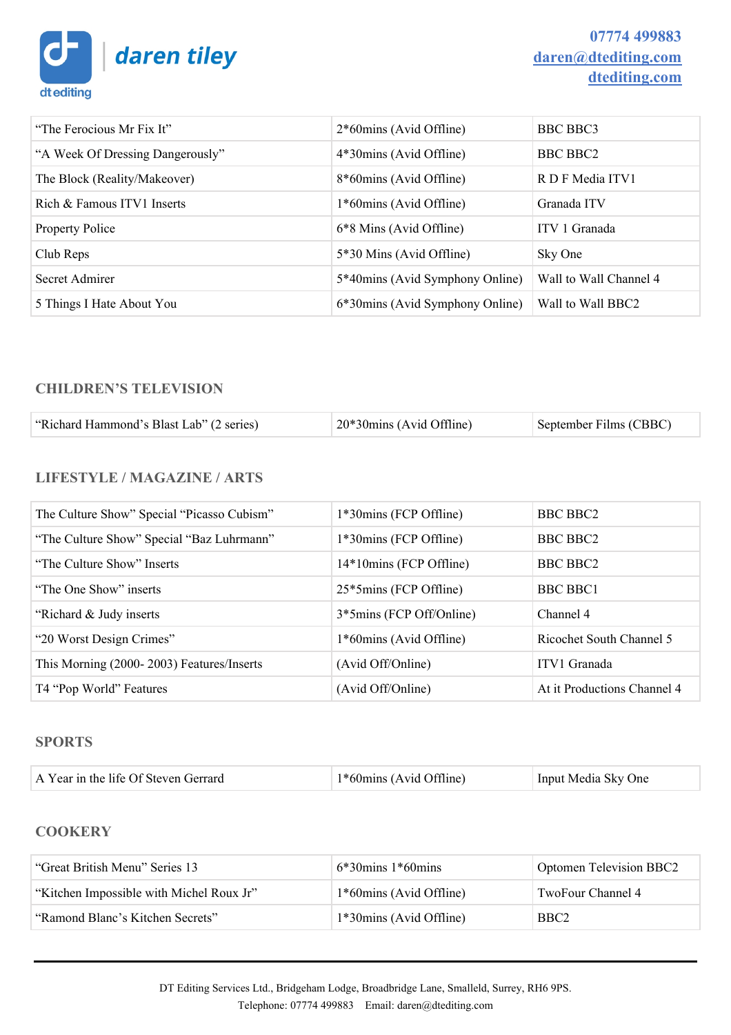| | | |
|---|---|---|
| "The Ferocious Mr Fix It" | 2*60mins (Avid Offline) | BBC BBC3 |
| "A Week Of Dressing Dangerously" | 4*30mins (Avid Offline) | BBC BBC2 |
| The Block (Reality/Makeover) | 8*60mins (Avid Offline) | R D F Media ITV1 |
| Rich & Famous ITV1 Inserts | 1*60mins (Avid Offline) | Granada ITV |
| Property Police | 6*8 Mins (Avid Offline) | ITV 1 Granada |
| Club Reps | 5*30 Mins (Avid Offline) | Sky One |
| Secret Admirer | 5*40mins (Avid Symphony Online) | Wall to Wall Channel 4 |
| 5 Things I Hate About You | 6*30mins (Avid Symphony Online) | Wall to Wall BBC2 |

## CHILDREN'S TELEVISION

| | | |
|---|---|---|
| "Richard Hammond's Blast Lab" (2 series) | 20*30mins (Avid Offline) | September Films (CBBC) |

## LIFESTYLE / MAGAZINE / ARTS

| | | |
|---|---|---|
| The Culture Show" Special "Picasso Cubism" | 1*30mins (FCP Offline) | BBC BBC2 |
| "The Culture Show" Special "Baz Luhrmann" | 1*30mins (FCP Offline) | BBC BBC2 |
| "The Culture Show" Inserts | 14*10mins (FCP Offline) | BBC BBC2 |
| "The One Show" inserts | 25*5mins (FCP Offline) | BBC BBC1 |
| "Richard & Judy inserts | 3*5mins (FCP Off/Online) | Channel 4 |
| "20 Worst Design Crimes" | 1*60mins (Avid Offline) | Ricochet South Channel 5 |
| This Morning (2000- 2003) Features/Inserts | (Avid Off/Online) | ITV1 Granada |
| T4 "Pop World" Features | (Avid Off/Online) | At it Productions Channel 4 |

## SPORTS

| | | |
|---|---|---|
| A Year in the life Of Steven Gerrard | 1*60mins (Avid Offline) | Input Media Sky One |

## COOKERY

| | | |
|---|---|---|
| "Great British Menu" Series 13 | 6*30mins 1*60mins | Optomen Television BBC2 |
| "Kitchen Impossible with Michel Roux Jr" | 1*60mins (Avid Offline) | TwoFour Channel 4 |
| "Ramond Blanc's Kitchen Secrets" | 1*30mins (Avid Offline) | BBC2 |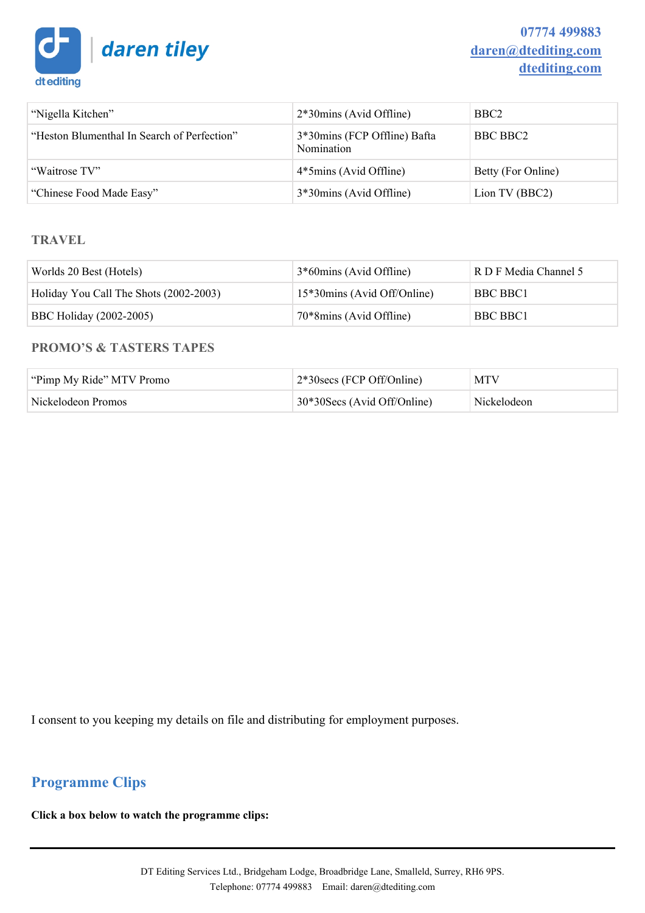| | | |
|---|---|---|
| “Nigella Kitchen” | 2*30mins (Avid Offline) | BBC2 |
| “Heston Blumenthal In Search of Perfection” | 3*30mins (FCP Offline) Bafta Nomination | BBC BBC2 |
| “Waitrose TV” | 4*5mins (Avid Offline) | Betty (For Online) |
| “Chinese Food Made Easy” | 3*30mins (Avid Offline) | Lion TV (BBC2) |

### TRAVEL

| | | |
|---|---|---|
| Worlds 20 Best (Hotels) | 3*60mins (Avid Offline) | R D F Media Channel 5 |
| Holiday You Call The Shots (2002-2003) | 15*30mins (Avid Off/Online) | BBC BBC1 |
| BBC Holiday (2002-2005) | 70*8mins (Avid Offline) | BBC BBC1 |

### PROMO’S & TASTERS TAPES

| | | |
|---|---|---|
| “Pimp My Ride” MTV Promo | 2*30secs (FCP Off/Online) | MTV |
| Nickelodeon Promos | 30*30Secs (Avid Off/Online) | Nickelodeon |

I consent to you keeping my details on file and distributing for employment purposes.

## Programme Clips

**Click a box below to watch the programme clips:**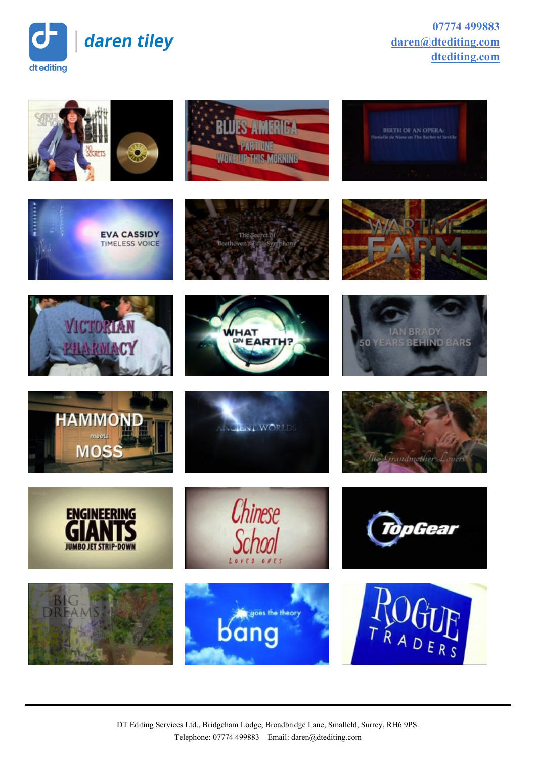dt editing

daren tiley

07774 499883
[daren@dtediting.com](mailto:daren@dtediting.com)
[dtediting.com](http://dtediting.com)

DT Editing Services Ltd., Bridgeham Lodge, Broadbridge Lane, Smalleld, Surrey, RH6 9PS.
Telephone: 07774 499883  Email: daren@dtediting.com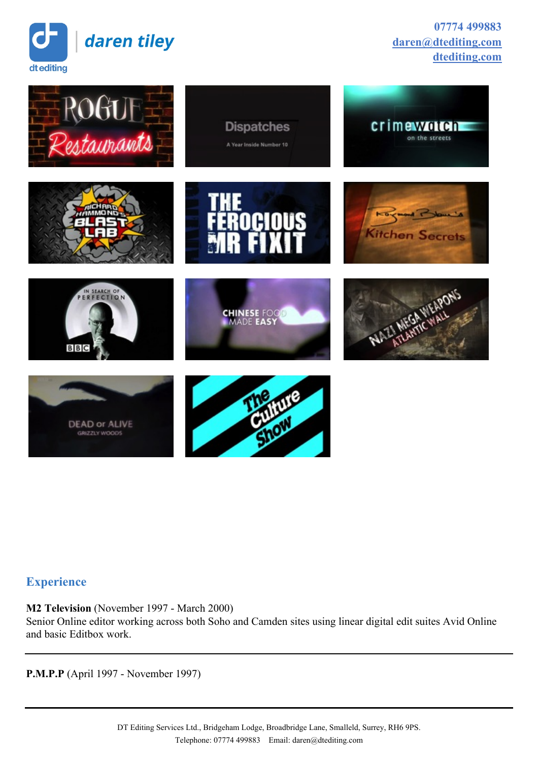daren tiley

dt editing

07774 499883
daren@dtediting.com
dtediting.com

## Experience

**M2 Television** (November 1997 - March 2000)
Senior Online editor working across both Soho and Camden sites using linear digital edit suites Avid Online and basic Editbox work.

---

**P.M.P.P** (April 1997 - November 1997)

---

DT Editing Services Ltd., Bridgeham Lodge, Broadbridge Lane, Smalleld, Surrey, RH6 9PS.
Telephone: 07774 499883 Email: daren@dtediting.com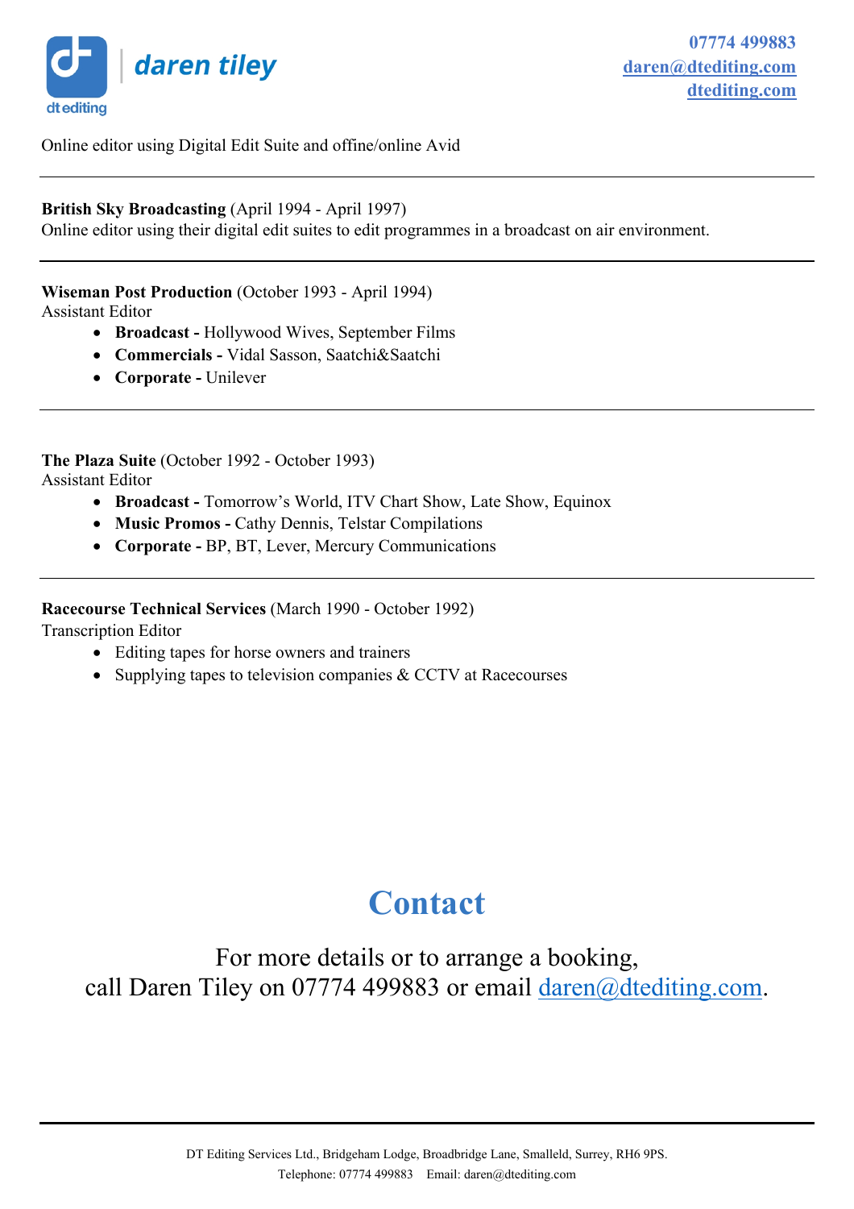daren tiley

dt editing

07774 499883
daren@dtediting.com
dtediting.com

Online editor using Digital Edit Suite and offine/online Avid

---

**British Sky Broadcasting** (April 1994 - April 1997)
Online editor using their digital edit suites to edit programmes in a broadcast on air environment.

---

**Wiseman Post Production** (October 1993 - April 1994)
Assistant Editor

- **Broadcast -** Hollywood Wives, September Films
- **Commercials -** Vidal Sasson, Saatchi&Saatchi
- **Corporate -** Unilever

---

**The Plaza Suite** (October 1992 - October 1993)
Assistant Editor

- **Broadcast -** Tomorrow's World, ITV Chart Show, Late Show, Equinox
- **Music Promos -** Cathy Dennis, Telstar Compilations
- **Corporate -** BP, BT, Lever, Mercury Communications

---

**Racecourse Technical Services** (March 1990 - October 1992)
Transcription Editor

- Editing tapes for horse owners and trainers
- Supplying tapes to television companies & CCTV at Racecourses

## Contact

For more details or to arrange a booking,
call Daren Tiley on 07774 499883 or email daren@dtediting.com.

---

DT Editing Services Ltd., Bridgeham Lodge, Broadbridge Lane, Smalleld, Surrey, RH6 9PS.
Telephone: 07774 499883 Email: daren@dtediting.com